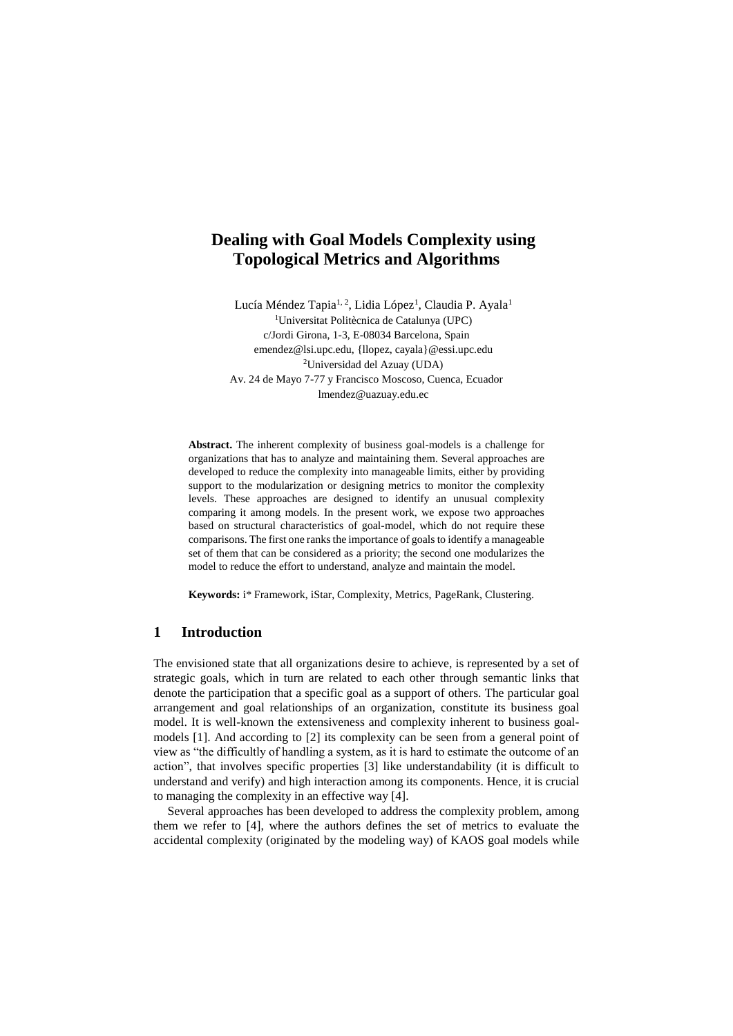# Dealing with Goal Models Complexity using Topological Metrics and Algorithms

Lucía Méndez Tapia[1, 2], Lidia López[1], Claudia P. Ayala[1]

[1]Universitat Politècnica de Catalunya (UPC)
c/Jordi Girona, 1-3, E-08034 Barcelona, Spain
emendez@lsi.upc.edu, {llopez, cayala}@essi.upc.edu
[2]Universidad del Azuay (UDA)
Av. 24 de Mayo 7-77 y Francisco Moscoso, Cuenca, Ecuador
lmendez@uazuay.edu.ec

**Abstract.** The inherent complexity of business goal-models is a challenge for organizations that has to analyze and maintaining them. Several approaches are developed to reduce the complexity into manageable limits, either by providing support to the modularization or designing metrics to monitor the complexity levels. These approaches are designed to identify an unusual complexity comparing it among models. In the present work, we expose two approaches based on structural characteristics of goal-model, which do not require these comparisons. The first one ranks the importance of goals to identify a manageable set of them that can be considered as a priority; the second one modularizes the model to reduce the effort to understand, analyze and maintain the model.

**Keywords:** i* Framework, iStar, Complexity, Metrics, PageRank, Clustering.

## 1 Introduction

The envisioned state that all organizations desire to achieve, is represented by a set of strategic goals, which in turn are related to each other through semantic links that denote the participation that a specific goal as a support of others. The particular goal arrangement and goal relationships of an organization, constitute its business goal model. It is well-known the extensiveness and complexity inherent to business goal-models [1]. And according to [2] its complexity can be seen from a general point of view as "the difficultly of handling a system, as it is hard to estimate the outcome of an action", that involves specific properties [3] like understandability (it is difficult to understand and verify) and high interaction among its components. Hence, it is crucial to managing the complexity in an effective way [4].

Several approaches has been developed to address the complexity problem, among them we refer to [4], where the authors defines the set of metrics to evaluate the accidental complexity (originated by the modeling way) of KAOS goal models while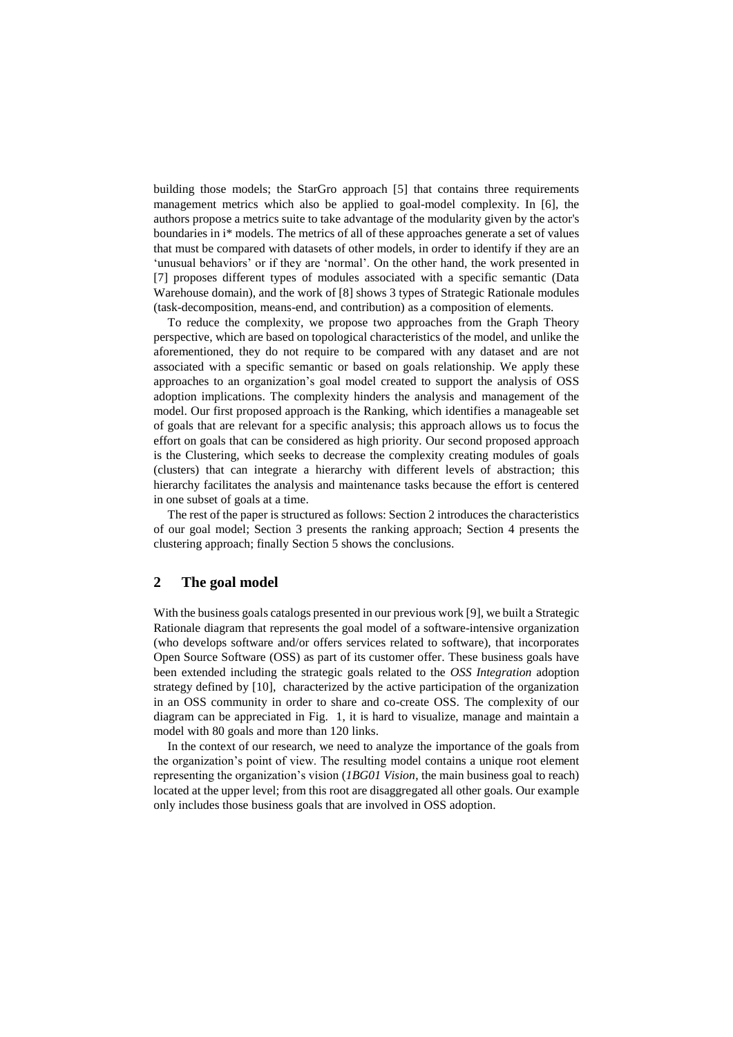building those models; the StarGro approach [5] that contains three requirements management metrics which also be applied to goal-model complexity. In [6], the authors propose a metrics suite to take advantage of the modularity given by the actor's boundaries in i* models. The metrics of all of these approaches generate a set of values that must be compared with datasets of other models, in order to identify if they are an 'unusual behaviors' or if they are 'normal'. On the other hand, the work presented in [7] proposes different types of modules associated with a specific semantic (Data Warehouse domain), and the work of [8] shows 3 types of Strategic Rationale modules (task-decomposition, means-end, and contribution) as a composition of elements.

To reduce the complexity, we propose two approaches from the Graph Theory perspective, which are based on topological characteristics of the model, and unlike the aforementioned, they do not require to be compared with any dataset and are not associated with a specific semantic or based on goals relationship. We apply these approaches to an organization's goal model created to support the analysis of OSS adoption implications. The complexity hinders the analysis and management of the model. Our first proposed approach is the Ranking, which identifies a manageable set of goals that are relevant for a specific analysis; this approach allows us to focus the effort on goals that can be considered as high priority. Our second proposed approach is the Clustering, which seeks to decrease the complexity creating modules of goals (clusters) that can integrate a hierarchy with different levels of abstraction; this hierarchy facilitates the analysis and maintenance tasks because the effort is centered in one subset of goals at a time.

The rest of the paper is structured as follows: Section 2 introduces the characteristics of our goal model; Section 3 presents the ranking approach; Section 4 presents the clustering approach; finally Section 5 shows the conclusions.

## 2 The goal model

With the business goals catalogs presented in our previous work [9], we built a Strategic Rationale diagram that represents the goal model of a software-intensive organization (who develops software and/or offers services related to software), that incorporates Open Source Software (OSS) as part of its customer offer. These business goals have been extended including the strategic goals related to the *OSS Integration* adoption strategy defined by [10], characterized by the active participation of the organization in an OSS community in order to share and co-create OSS. The complexity of our diagram can be appreciated in Fig. 1, it is hard to visualize, manage and maintain a model with 80 goals and more than 120 links.

In the context of our research, we need to analyze the importance of the goals from the organization's point of view. The resulting model contains a unique root element representing the organization's vision (*1BG01 Vision*, the main business goal to reach) located at the upper level; from this root are disaggregated all other goals. Our example only includes those business goals that are involved in OSS adoption.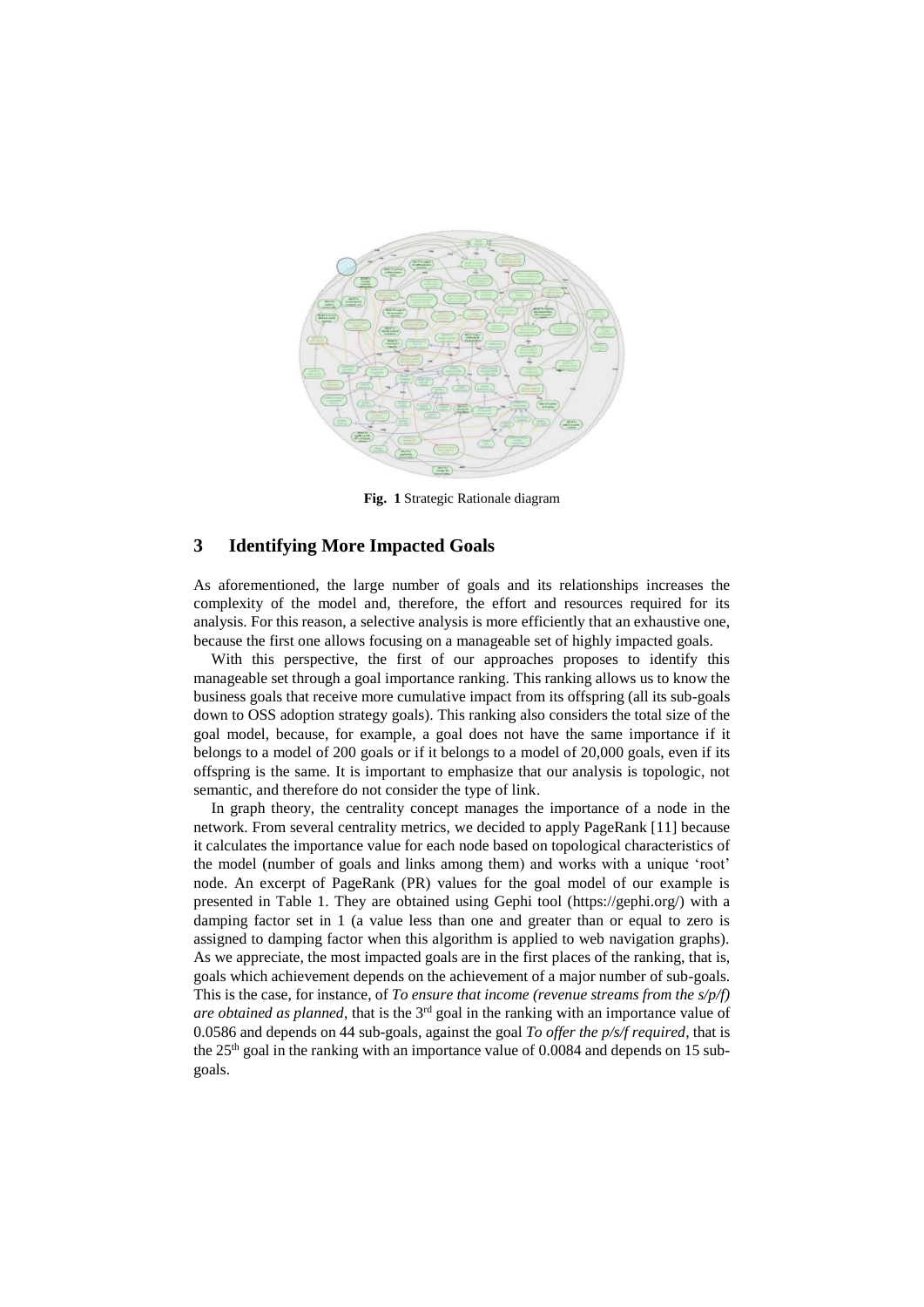**Fig. 1** Strategic Rationale diagram

## 3 Identifying More Impacted Goals

As aforementioned, the large number of goals and its relationships increases the complexity of the model and, therefore, the effort and resources required for its analysis. For this reason, a selective analysis is more efficiently that an exhaustive one, because the first one allows focusing on a manageable set of highly impacted goals.

With this perspective, the first of our approaches proposes to identify this manageable set through a goal importance ranking. This ranking allows us to know the business goals that receive more cumulative impact from its offspring (all its sub-goals down to OSS adoption strategy goals). This ranking also considers the total size of the goal model, because, for example, a goal does not have the same importance if it belongs to a model of 200 goals or if it belongs to a model of 20,000 goals, even if its offspring is the same. It is important to emphasize that our analysis is topologic, not semantic, and therefore do not consider the type of link.

In graph theory, the centrality concept manages the importance of a node in the network. From several centrality metrics, we decided to apply PageRank [11] because it calculates the importance value for each node based on topological characteristics of the model (number of goals and links among them) and works with a unique 'root' node. An excerpt of PageRank (PR) values for the goal model of our example is presented in Table 1. They are obtained using Gephi tool (https://gephi.org/) with a damping factor set in 1 (a value less than one and greater than or equal to zero is assigned to damping factor when this algorithm is applied to web navigation graphs). As we appreciate, the most impacted goals are in the first places of the ranking, that is, goals which achievement depends on the achievement of a major number of sub-goals. This is the case, for instance, of *To ensure that income (revenue streams from the s/p/f) are obtained as planned*, that is the 3rd goal in the ranking with an importance value of 0.0586 and depends on 44 sub-goals, against the goal *To offer the p/s/f required*, that is the 25th goal in the ranking with an importance value of 0.0084 and depends on 15 sub-goals.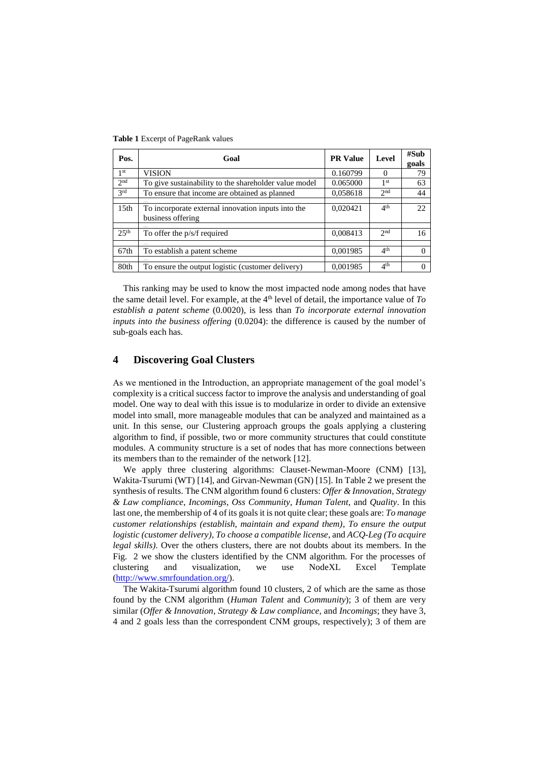**Table 1** Excerpt of PageRank values

| Pos. | Goal | PR Value | Level | #Sub goals |
|---|---|---|---|---|
| 1st | VISION | 0.160799 | 0 | 79 |
| 2nd | To give sustainability to the shareholder value model | 0.065000 | 1st | 63 |
| 3rd | To ensure that income are obtained as planned | 0,058618 | 2nd | 44 |
| | ... | | | |
| 15th | To incorporate external innovation inputs into the business offering | 0,020421 | 4th | 22 |
| | ... | | | |
| 25th | To offer the p/s/f required | 0,008413 | 2nd | 16 |
| | ... | | | |
| 67th | To establish a patent scheme | 0,001985 | 4th | 0 |
| | ... | | | |
| 80th | To ensure the output logistic (customer delivery) | 0,001985 | 4th | 0 |

This ranking may be used to know the most impacted node among nodes that have the same detail level. For example, at the 4th level of detail, the importance value of *To establish a patent scheme* (0.0020), is less than *To incorporate external innovation inputs into the business offering* (0.0204): the difference is caused by the number of sub-goals each has.

## 4 Discovering Goal Clusters

As we mentioned in the Introduction, an appropriate management of the goal model's complexity is a critical success factor to improve the analysis and understanding of goal model. One way to deal with this issue is to modularize in order to divide an extensive model into small, more manageable modules that can be analyzed and maintained as a unit. In this sense, our Clustering approach groups the goals applying a clustering algorithm to find, if possible, two or more community structures that could constitute modules. A community structure is a set of nodes that has more connections between its members than to the remainder of the network [12].

We apply three clustering algorithms: Clauset-Newman-Moore (CNM) [13], Wakita-Tsurumi (WT) [14], and Girvan-Newman (GN) [15]. In Table 2 we present the synthesis of results. The CNM algorithm found 6 clusters: *Offer & Innovation*, *Strategy & Law compliance*, *Incomings*, *Oss Community*, *Human Talent*, and *Quality*. In this last one, the membership of 4 of its goals it is not quite clear; these goals are: *To manage customer relationships (establish, maintain and expand them)*, *To ensure the output logistic (customer delivery)*, *To choose a compatible license*, and *ACQ-Leg (To acquire legal skills)*. Over the others clusters, there are not doubts about its members. In the Fig. 2 we show the clusters identified by the CNM algorithm. For the processes of clustering and visualization, we use NodeXL Excel Template (http://www.smrfoundation.org/).

The Wakita-Tsurumi algorithm found 10 clusters, 2 of which are the same as those found by the CNM algorithm (*Human Talent* and *Community*); 3 of them are very similar (*Offer & Innovation*, *Strategy & Law compliance*, and *Incomings*; they have 3, 4 and 2 goals less than the correspondent CNM groups, respectively); 3 of them are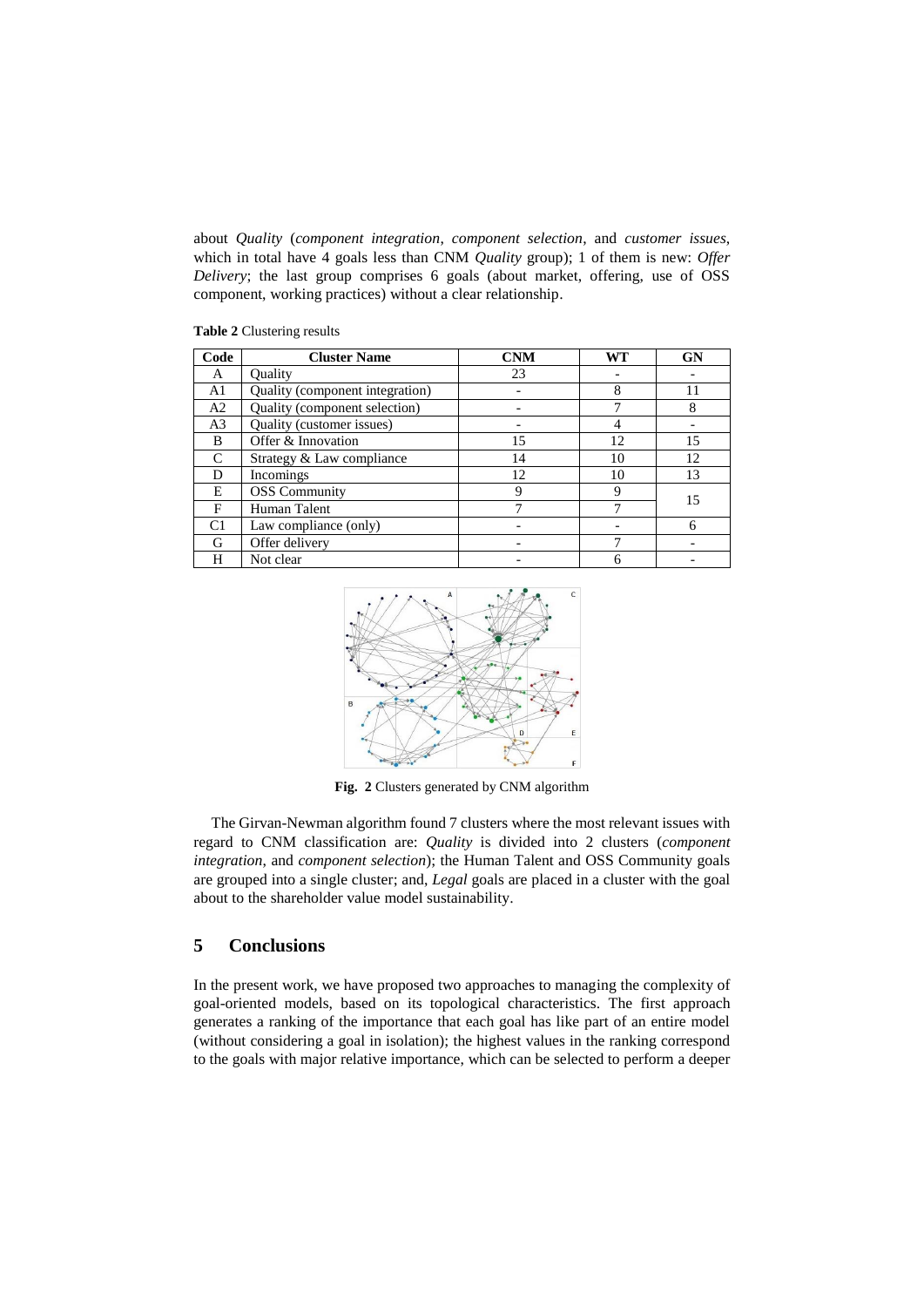about *Quality* (*component integration*, *component selection*, and *customer issues*, which in total have 4 goals less than CNM *Quality* group); 1 of them is new: *Offer Delivery*; the last group comprises 6 goals (about market, offering, use of OSS component, working practices) without a clear relationship.

**Table 2** Clustering results

| Code | Cluster Name | CNM | WT | GN |
|---|---|---|---|---|
| A | Quality | 23 | - | - |
| A1 | Quality (component integration) | - | 8 | 11 |
| A2 | Quality (component selection) | - | 7 | 8 |
| A3 | Quality (customer issues) | - | 4 | - |
| B | Offer & Innovation | 15 | 12 | 15 |
| C | Strategy & Law compliance | 14 | 10 | 12 |
| D | Incomings | 12 | 10 | 13 |
| E | OSS Community | 9 | 9 | 15 |
| F | Human Talent | 7 | 7 | |
| C1 | Law compliance (only) | - | - | 6 |
| G | Offer delivery | - | 7 | - |
| H | Not clear | - | 6 | - |

**Fig. 2** Clusters generated by CNM algorithm

The Girvan-Newman algorithm found 7 clusters where the most relevant issues with regard to CNM classification are: *Quality* is divided into 2 clusters (*component integration*, and *component selection*); the Human Talent and OSS Community goals are grouped into a single cluster; and, *Legal* goals are placed in a cluster with the goal about to the shareholder value model sustainability.

## 5 Conclusions

In the present work, we have proposed two approaches to managing the complexity of goal-oriented models, based on its topological characteristics. The first approach generates a ranking of the importance that each goal has like part of an entire model (without considering a goal in isolation); the highest values in the ranking correspond to the goals with major relative importance, which can be selected to perform a deeper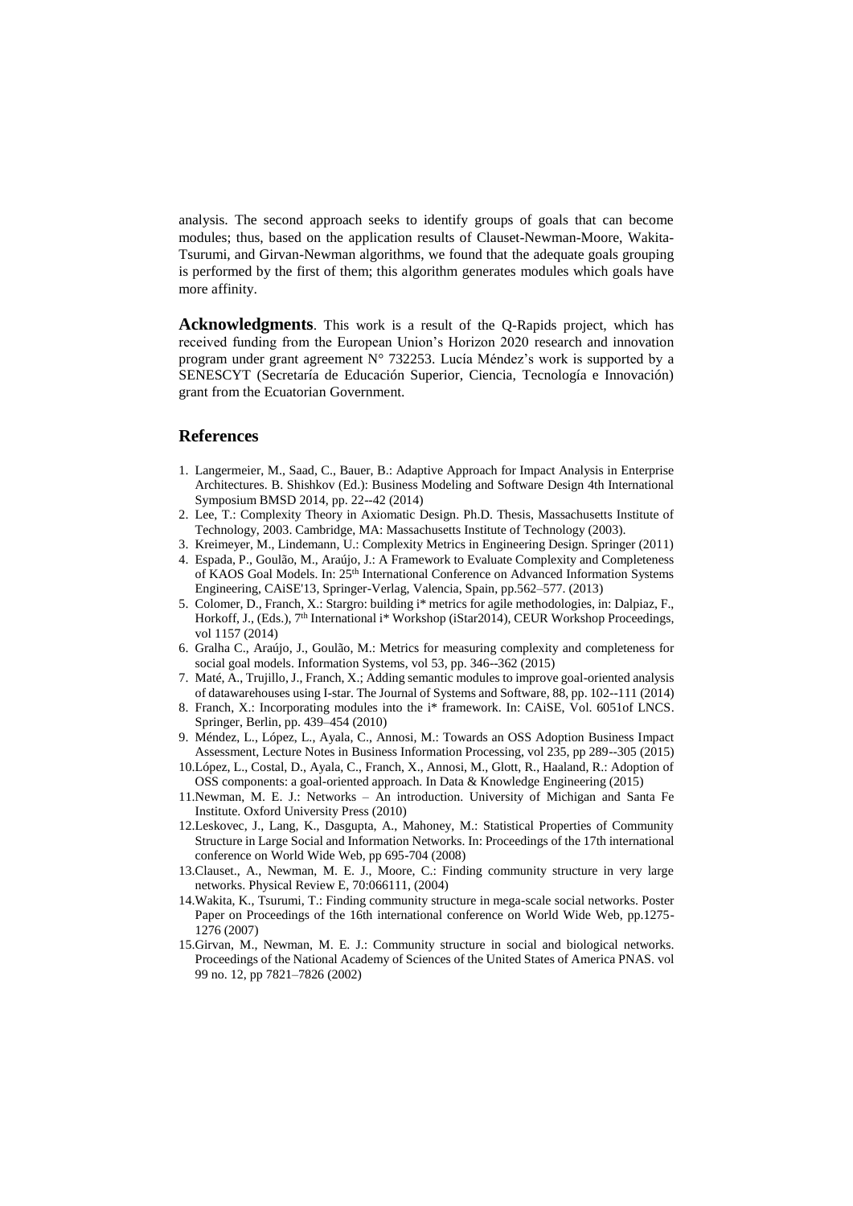analysis. The second approach seeks to identify groups of goals that can become modules; thus, based on the application results of Clauset-Newman-Moore, Wakita-Tsurumi, and Girvan-Newman algorithms, we found that the adequate goals grouping is performed by the first of them; this algorithm generates modules which goals have more affinity.

**Acknowledgments**. This work is a result of the Q-Rapids project, which has received funding from the European Union's Horizon 2020 research and innovation program under grant agreement N° 732253. Lucía Méndez's work is supported by a SENESCYT (Secretaría de Educación Superior, Ciencia, Tecnología e Innovación) grant from the Ecuatorian Government.

## References

1. Langermeier, M., Saad, C., Bauer, B.: Adaptive Approach for Impact Analysis in Enterprise Architectures. B. Shishkov (Ed.): Business Modeling and Software Design 4th International Symposium BMSD 2014, pp. 22--42 (2014)
2. Lee, T.: Complexity Theory in Axiomatic Design. Ph.D. Thesis, Massachusetts Institute of Technology, 2003. Cambridge, MA: Massachusetts Institute of Technology (2003).
3. Kreimeyer, M., Lindemann, U.: Complexity Metrics in Engineering Design. Springer (2011)
4. Espada, P., Goulão, M., Araújo, J.: A Framework to Evaluate Complexity and Completeness of KAOS Goal Models. In: 25th International Conference on Advanced Information Systems Engineering, CAiSE'13, Springer-Verlag, Valencia, Spain, pp.562–577. (2013)
5. Colomer, D., Franch, X.: Stargro: building i* metrics for agile methodologies, in: Dalpiaz, F., Horkoff, J., (Eds.), 7th International i* Workshop (iStar2014), CEUR Workshop Proceedings, vol 1157 (2014)
6. Gralha C., Araújo, J., Goulão, M.: Metrics for measuring complexity and completeness for social goal models. Information Systems, vol 53, pp. 346--362 (2015)
7. Maté, A., Trujillo, J., Franch, X.; Adding semantic modules to improve goal-oriented analysis of datawarehouses using I-star. The Journal of Systems and Software, 88, pp. 102--111 (2014)
8. Franch, X.: Incorporating modules into the i* framework. In: CAiSE, Vol. 6051of LNCS. Springer, Berlin, pp. 439–454 (2010)
9. Méndez, L., López, L., Ayala, C., Annosi, M.: Towards an OSS Adoption Business Impact Assessment, Lecture Notes in Business Information Processing, vol 235, pp 289--305 (2015)
10. López, L., Costal, D., Ayala, C., Franch, X., Annosi, M., Glott, R., Haaland, R.: Adoption of OSS components: a goal-oriented approach. In Data & Knowledge Engineering (2015)
11. Newman, M. E. J.: Networks – An introduction. University of Michigan and Santa Fe Institute. Oxford University Press (2010)
12. Leskovec, J., Lang, K., Dasgupta, A., Mahoney, M.: Statistical Properties of Community Structure in Large Social and Information Networks. In: Proceedings of the 17th international conference on World Wide Web, pp 695-704 (2008)
13. Clauset., A., Newman, M. E. J., Moore, C.: Finding community structure in very large networks. Physical Review E, 70:066111, (2004)
14. Wakita, K., Tsurumi, T.: Finding community structure in mega-scale social networks. Poster Paper on Proceedings of the 16th international conference on World Wide Web, pp.1275-1276 (2007)
15. Girvan, M., Newman, M. E. J.: Community structure in social and biological networks. Proceedings of the National Academy of Sciences of the United States of America PNAS. vol 99 no. 12, pp 7821–7826 (2002)